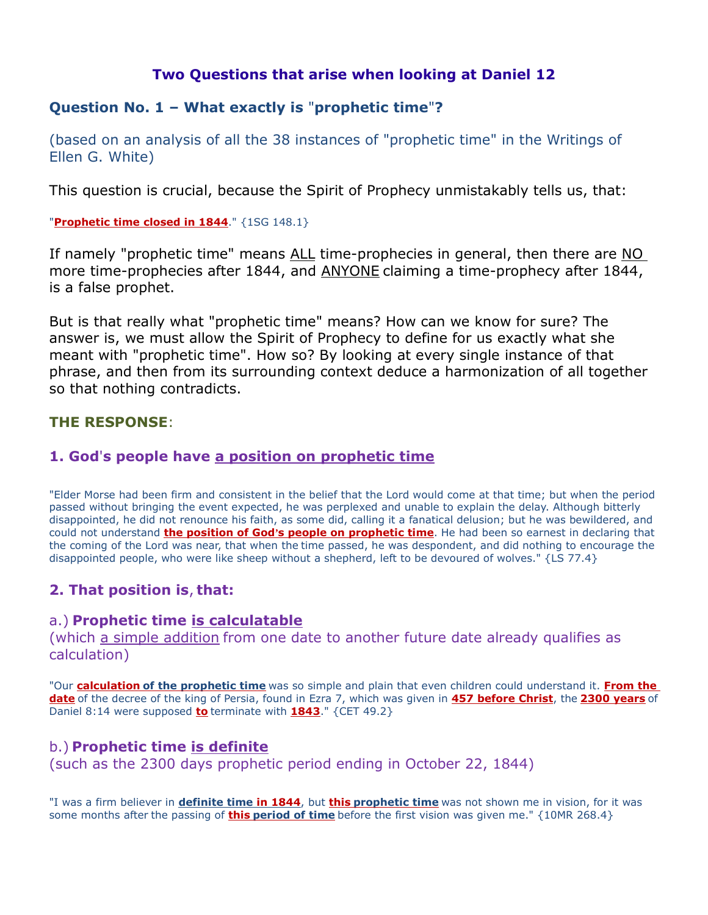# Two Questions that arise when looking at Daniel 12

## Question No. 1 – What exactly is "prophetic time"?

(based on an analysis of all the 38 instances of "prophetic time" in the Writings of Ellen G. White)

This question is crucial, because the Spirit of Prophecy unmistakably tells us, that:

"**Prophetic time closed in 1844**." {1SG 148.1}

If namely "prophetic time" means ALL time-prophecies in general, then there are NO more time-prophecies after 1844, and ANYONE claiming a time-prophecy after 1844, is a false prophet.

But is that really what "prophetic time" means? How can we know for sure? The answer is, we must allow the Spirit of Prophecy to define for us exactly what she meant with "prophetic time". How so? By looking at every single instance of that phrase, and then from its surrounding context deduce a harmonization of all together so that nothing contradicts.

**THE RESPONSE**:

### 1. God's people have a position on prophetic time

"Elder Morse had been firm and consistent in the belief that the Lord would come at that time; but when the period passed without bringing the event expected, he was perplexed and unable to explain the delay. Although bitterly disappointed, he did not renounce his faith, as some did, calling it a fanatical delusion; but he was bewildered, and could not understand **the position of God's people on prophetic time**. He had been so earnest in declaring that the coming of the Lord was near, that when the time passed, he was despondent, and did nothing to encourage the disappointed people, who were like sheep without a shepherd, left to be devoured of wolves." {LS 77.4}

### 2. That position is, that:

a.) **Prophetic time is calculatable**
(which a simple addition from one date to another future date already qualifies as calculation)

"Our **calculation of the prophetic time** was so simple and plain that even children could understand it. **From the date** of the decree of the king of Persia, found in Ezra 7, which was given in **457 before Christ**, the **2300 years** of Daniel 8:14 were supposed **to** terminate with **1843**." {CET 49.2}

b.) **Prophetic time is definite**
(such as the 2300 days prophetic period ending in October 22, 1844)

"I was a firm believer in **definite time in 1844**, but **this prophetic time** was not shown me in vision, for it was some months after the passing of **this period of time** before the first vision was given me." {10MR 268.4}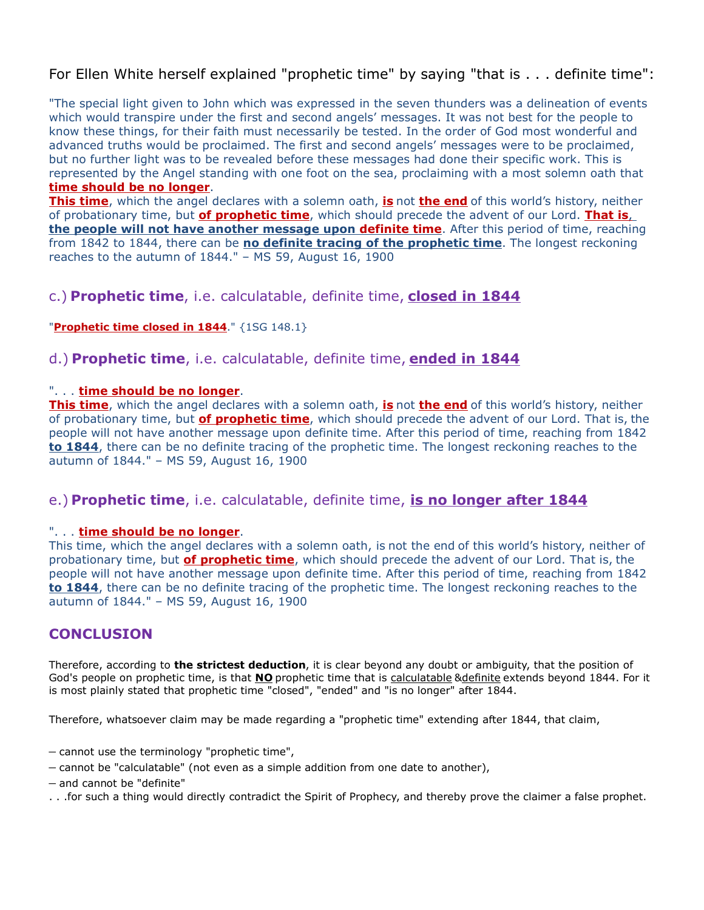For Ellen White herself explained "prophetic time" by saying "that is . . . definite time":

"The special light given to John which was expressed in the seven thunders was a delineation of events which would transpire under the first and second angels' messages. It was not best for the people to know these things, for their faith must necessarily be tested. In the order of God most wonderful and advanced truths would be proclaimed. The first and second angels' messages were to be proclaimed, but no further light was to be revealed before these messages had done their specific work. This is represented by the Angel standing with one foot on the sea, proclaiming with a most solemn oath that **time should be no longer**.
**This time**, which the angel declares with a solemn oath, **is** not **the end** of this world's history, neither of probationary time, but **of prophetic time**, which should precede the advent of our Lord. **That is, the people will not have another message upon definite time**. After this period of time, reaching from 1842 to 1844, there can be **no definite tracing of the prophetic time**. The longest reckoning reaches to the autumn of 1844." – MS 59, August 16, 1900

## c.) **Prophetic time**, i.e. calculatable, definite time, **closed in 1844**

"**Prophetic time closed in 1844**." {1SG 148.1}

## d.) **Prophetic time**, i.e. calculatable, definite time, **ended in 1844**

". . . **time should be no longer**.
**This time**, which the angel declares with a solemn oath, **is** not **the end** of this world's history, neither of probationary time, but **of prophetic time**, which should precede the advent of our Lord. That is, the people will not have another message upon definite time. After this period of time, reaching from 1842 **to 1844**, there can be no definite tracing of the prophetic time. The longest reckoning reaches to the autumn of 1844." – MS 59, August 16, 1900

## e.) **Prophetic time**, i.e. calculatable, definite time, **is no longer after 1844**

". . . **time should be no longer**.
This time, which the angel declares with a solemn oath, is not the end of this world's history, neither of probationary time, but **of prophetic time**, which should precede the advent of our Lord. That is, the people will not have another message upon definite time. After this period of time, reaching from 1842 **to 1844**, there can be no definite tracing of the prophetic time. The longest reckoning reaches to the autumn of 1844." – MS 59, August 16, 1900

## CONCLUSION

Therefore, according to **the strictest deduction**, it is clear beyond any doubt or ambiguity, that the position of God's people on prophetic time, is that **NO** prophetic time that is calculatable & definite extends beyond 1844. For it is most plainly stated that prophetic time "closed", "ended" and "is no longer" after 1844.

Therefore, whatsoever claim may be made regarding a "prophetic time" extending after 1844, that claim,

- cannot use the terminology "prophetic time",
- cannot be "calculatable" (not even as a simple addition from one date to another),
- and cannot be "definite"

. . .for such a thing would directly contradict the Spirit of Prophecy, and thereby prove the claimer a false prophet.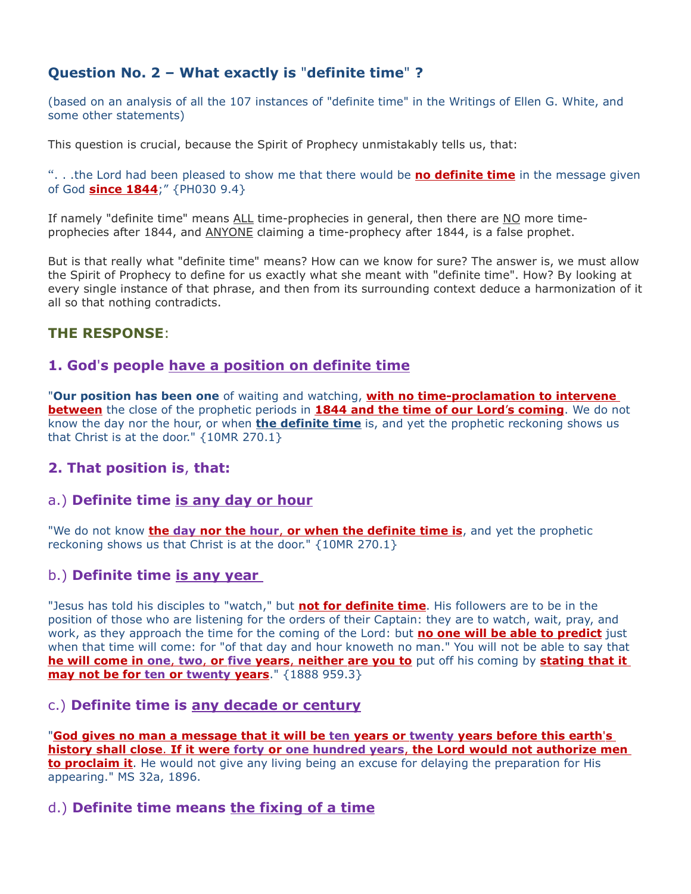## Question No. 2 – What exactly is "definite time" ?

(based on an analysis of all the 107 instances of "definite time" in the Writings of Ellen G. White, and some other statements)

This question is crucial, because the Spirit of Prophecy unmistakably tells us, that:

“. . .the Lord had been pleased to show me that there would be **no definite time** in the message given of God **since 1844**;” {PH030 9.4}

If namely "definite time" means ALL time-prophecies in general, then there are NO more time-prophecies after 1844, and ANYONE claiming a time-prophecy after 1844, is a false prophet.

But is that really what "definite time" means? How can we know for sure? The answer is, we must allow the Spirit of Prophecy to define for us exactly what she meant with "definite time". How? By looking at every single instance of that phrase, and then from its surrounding context deduce a harmonization of it all so that nothing contradicts.

## THE RESPONSE:

### 1. God's people have a position on definite time

"**Our position has been one** of waiting and watching, **with no time-proclamation to intervene between** the close of the prophetic periods in **1844 and the time of our Lord's coming**. We do not know the day nor the hour, or when **the definite time** is, and yet the prophetic reckoning shows us that Christ is at the door." {10MR 270.1}

### 2. That position is, that:

### a.) Definite time is any day or hour

"We do not know **the day nor the hour, or when the definite time is**, and yet the prophetic reckoning shows us that Christ is at the door." {10MR 270.1}

### b.) Definite time is any year

"Jesus has told his disciples to "watch," but **not for definite time**. His followers are to be in the position of those who are listening for the orders of their Captain: they are to watch, wait, pray, and work, as they approach the time for the coming of the Lord: but **no one will be able to predict** just when that time will come: for "of that day and hour knoweth no man." You will not be able to say that **he will come in one, two, or five years, neither are you to** put off his coming by **stating that it may not be for ten or twenty years**." {1888 959.3}

### c.) Definite time is any decade or century

"**God gives no man a message that it will be ten years or twenty years before this earth's history shall close. If it were forty or one hundred years, the Lord would not authorize men to proclaim it**. He would not give any living being an excuse for delaying the preparation for His appearing." MS 32a, 1896.

### d.) Definite time means the fixing of a time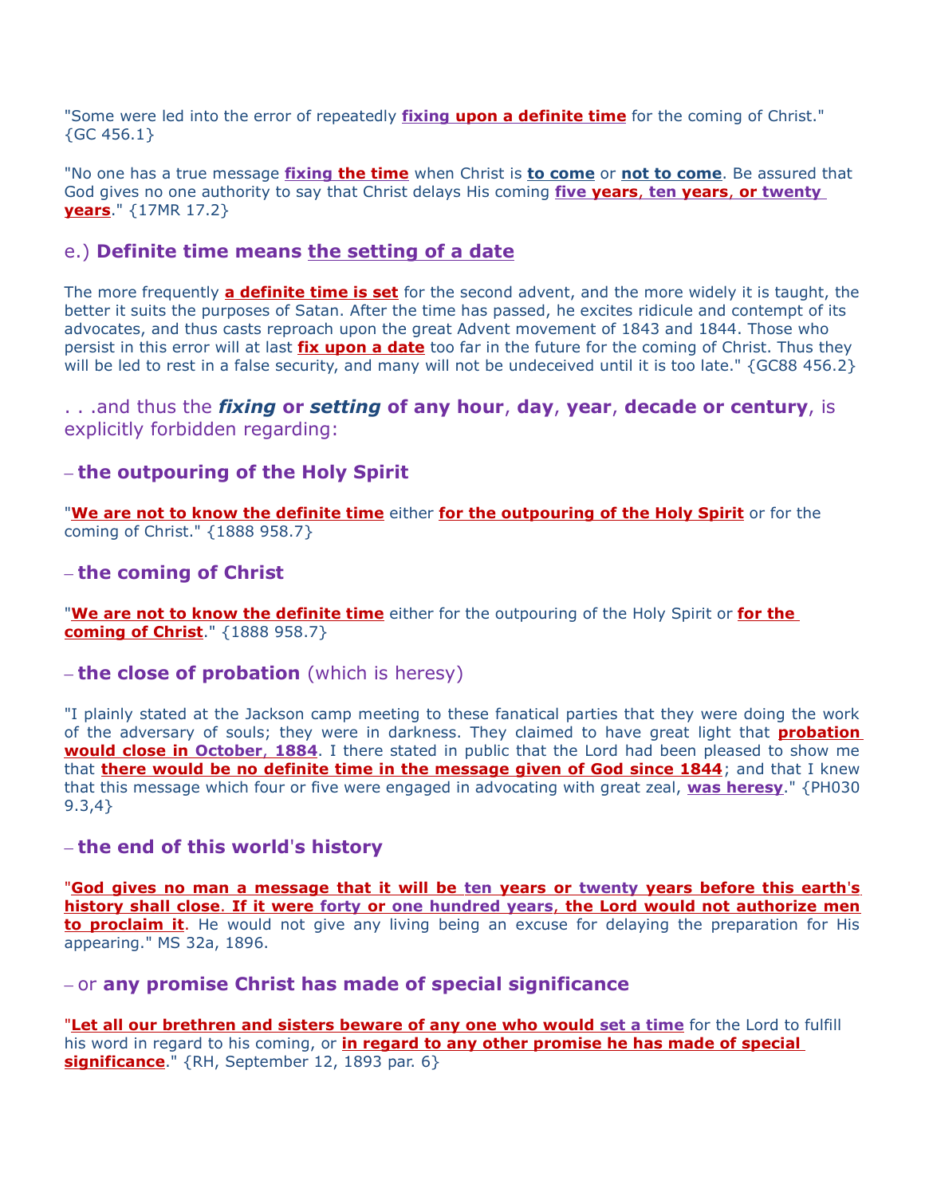"Some were led into the error of repeatedly **fixing upon a definite time** for the coming of Christ." {GC 456.1}

"No one has a true message **fixing the time** when Christ is **to come** or **not to come**. Be assured that God gives no one authority to say that Christ delays His coming **five years, ten years, or twenty years**." {17MR 17.2}

### e.) Definite time means the setting of a date

The more frequently **a definite time is set** for the second advent, and the more widely it is taught, the better it suits the purposes of Satan. After the time has passed, he excites ridicule and contempt of its advocates, and thus casts reproach upon the great Advent movement of 1843 and 1844. Those who persist in this error will at last **fix upon a date** too far in the future for the coming of Christ. Thus they will be led to rest in a false security, and many will not be undeceived until it is too late." {GC88 456.2}

. . .and thus the ***fixing*** **or** ***setting*** **of any hour**, **day**, **year**, **decade or century**, is explicitly forbidden regarding:

### – the outpouring of the Holy Spirit

"**We are not to know the definite time** either **for the outpouring of the Holy Spirit** or for the coming of Christ." {1888 958.7}

### – the coming of Christ

"**We are not to know the definite time** either for the outpouring of the Holy Spirit or **for the coming of Christ**." {1888 958.7}

### – the close of probation (which is heresy)

"I plainly stated at the Jackson camp meeting to these fanatical parties that they were doing the work of the adversary of souls; they were in darkness. They claimed to have great light that **probation would close in October, 1884**. I there stated in public that the Lord had been pleased to show me that **there would be no definite time in the message given of God since 1844**; and that I knew that this message which four or five were engaged in advocating with great zeal, **was heresy**." {PH030 9.3,4}

### – the end of this world's history

"**God gives no man a message that it will be ten years or twenty years before this earth's history shall close. If it were forty or one hundred years, the Lord would not authorize men to proclaim it**. He would not give any living being an excuse for delaying the preparation for His appearing." MS 32a, 1896.

### – or any promise Christ has made of special significance

"**Let all our brethren and sisters beware of any one who would set a time** for the Lord to fulfill his word in regard to his coming, or **in regard to any other promise he has made of special significance**." {RH, September 12, 1893 par. 6}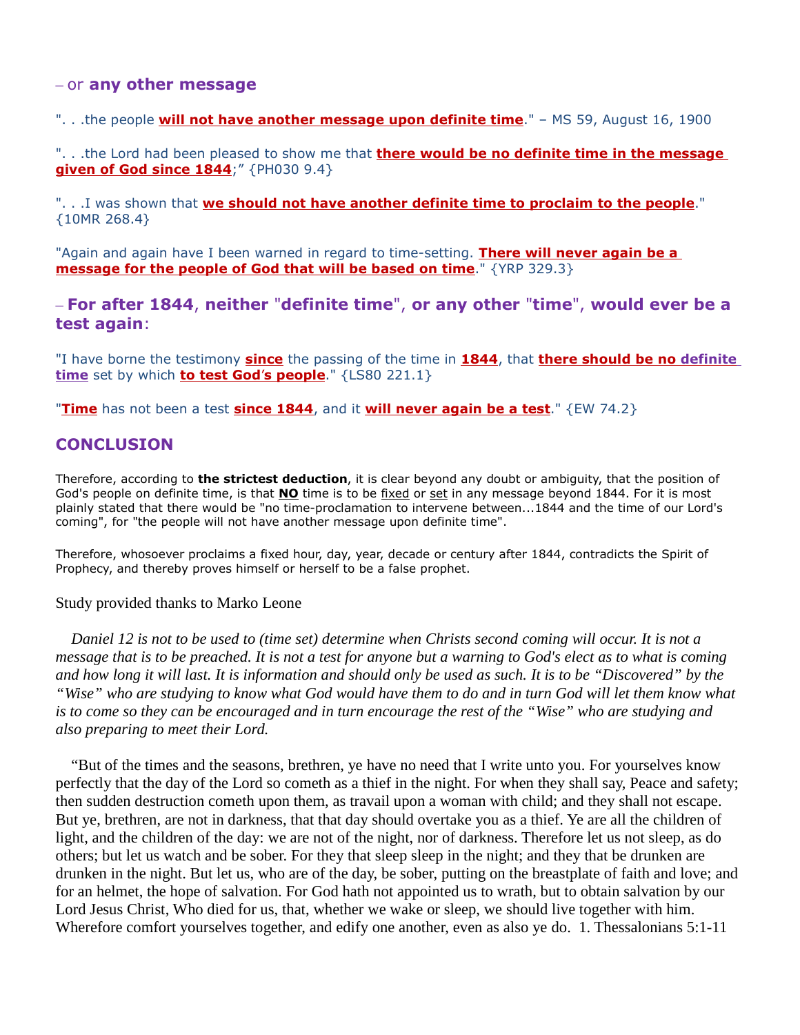– or **any other message**

". . .the people **will not have another message upon definite time**." – MS 59, August 16, 1900

". . .the Lord had been pleased to show me that **there would be no definite time in the message given of God since 1844**;" {PH030 9.4}

". . .I was shown that **we should not have another definite time to proclaim to the people**." {10MR 268.4}

"Again and again have I been warned in regard to time-setting. **There will never again be a message for the people of God that will be based on time**." {YRP 329.3}

– **For after 1844**, **neither "definite time", or any other "time", would ever be a test again**:

"I have borne the testimony **since** the passing of the time in **1844**, that **there should be no definite time** set by which **to test God's people**." {LS80 221.1}

"**Time** has not been a test **since 1844**, and it **will never again be a test**." {EW 74.2}

## CONCLUSION

Therefore, according to **the strictest deduction**, it is clear beyond any doubt or ambiguity, that the position of God's people on definite time, is that **NO** time is to be fixed or set in any message beyond 1844. For it is most plainly stated that there would be "no time-proclamation to intervene between...1844 and the time of our Lord's coming", for "the people will not have another message upon definite time".

Therefore, whosoever proclaims a fixed hour, day, year, decade or century after 1844, contradicts the Spirit of Prophecy, and thereby proves himself or herself to be a false prophet.

Study provided thanks to Marko Leone

*Daniel 12 is not to be used to (time set) determine when Christs second coming will occur. It is not a message that is to be preached. It is not a test for anyone but a warning to God's elect as to what is coming and how long it will last. It is information and should only be used as such. It is to be "Discovered" by the "Wise" who are studying to know what God would have them to do and in turn God will let them know what is to come so they can be encouraged and in turn encourage the rest of the "Wise" who are studying and also preparing to meet their Lord.*

"But of the times and the seasons, brethren, ye have no need that I write unto you. For yourselves know perfectly that the day of the Lord so cometh as a thief in the night. For when they shall say, Peace and safety; then sudden destruction cometh upon them, as travail upon a woman with child; and they shall not escape. But ye, brethren, are not in darkness, that that day should overtake you as a thief. Ye are all the children of light, and the children of the day: we are not of the night, nor of darkness. Therefore let us not sleep, as do others; but let us watch and be sober. For they that sleep sleep in the night; and they that be drunken are drunken in the night. But let us, who are of the day, be sober, putting on the breastplate of faith and love; and for an helmet, the hope of salvation. For God hath not appointed us to wrath, but to obtain salvation by our Lord Jesus Christ, Who died for us, that, whether we wake or sleep, we should live together with him. Wherefore comfort yourselves together, and edify one another, even as also ye do. 1. Thessalonians 5:1-11